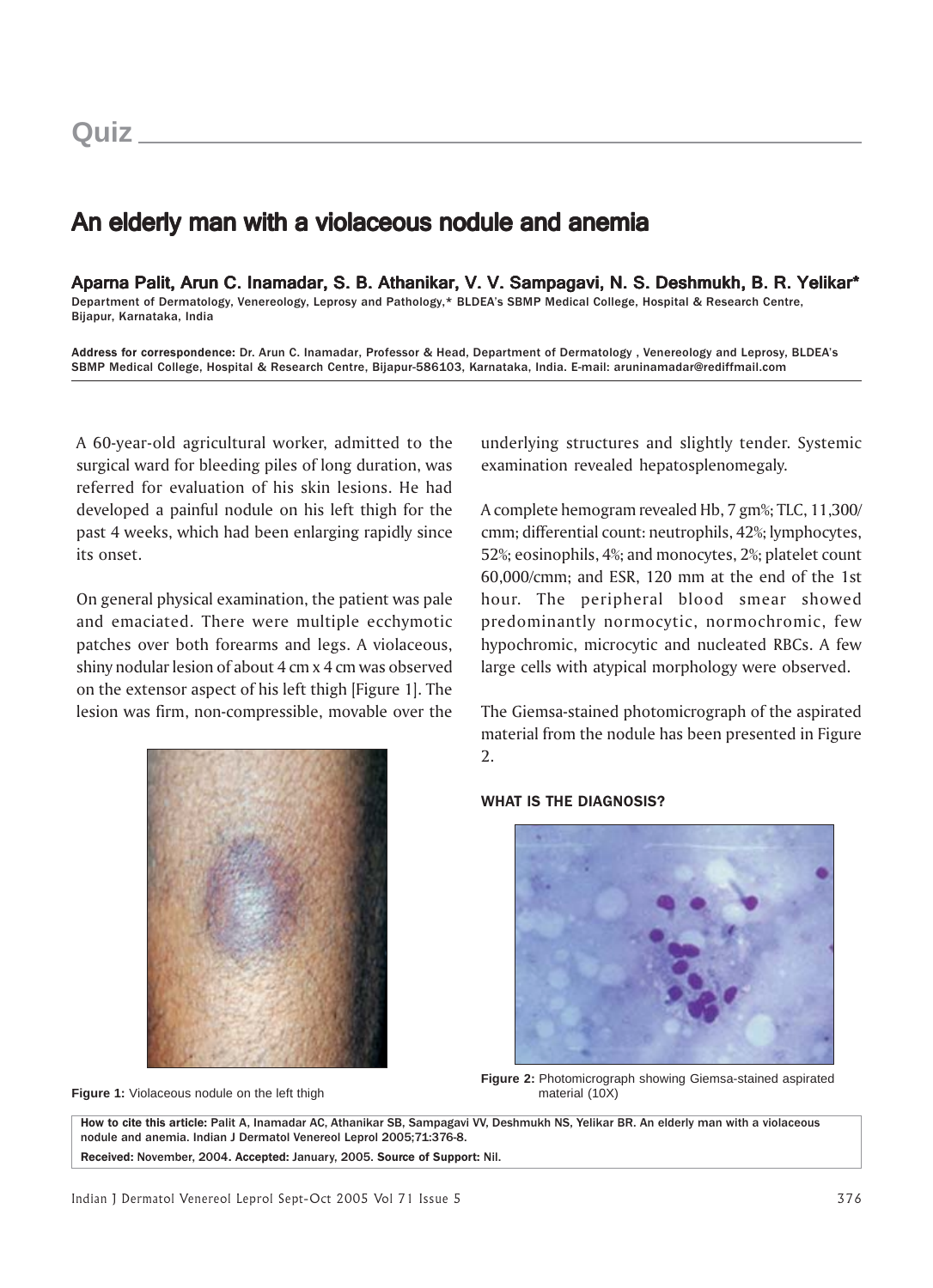# Quiz

## An elderly man with a violaceous nodule and anemia

**Aparna Palit, Arun C. Inamadar, S. B. Athanikar, V. V. Sampagavi, N. S. Deshmukh, B. R. Yelikar***

Department of Dermatology, Venereology, Leprosy and Pathology,* BLDEA's SBMP Medical College, Hospital & Research Centre, Bijapur, Karnataka, India

**Address for correspondence:** Dr. Arun C. Inamadar, Professor & Head, Department of Dermatology , Venereology and Leprosy, BLDEA's SBMP Medical College, Hospital & Research Centre, Bijapur-586103, Karnataka, India. E-mail: aruninamadar@rediffmail.com

A 60-year-old agricultural worker, admitted to the surgical ward for bleeding piles of long duration, was referred for evaluation of his skin lesions. He had developed a painful nodule on his left thigh for the past 4 weeks, which had been enlarging rapidly since its onset.

On general physical examination, the patient was pale and emaciated. There were multiple ecchymotic patches over both forearms and legs. A violaceous, shiny nodular lesion of about 4 cm x 4 cm was observed on the extensor aspect of his left thigh [Figure 1]. The lesion was firm, non-compressible, movable over the underlying structures and slightly tender. Systemic examination revealed hepatosplenomegaly.

A complete hemogram revealed Hb, 7 gm%; TLC, 11,300/cmm; differential count: neutrophils, 42%; lymphocytes, 52%; eosinophils, 4%; and monocytes, 2%; platelet count 60,000/cmm; and ESR, 120 mm at the end of the 1st hour. The peripheral blood smear showed predominantly normocytic, normochromic, few hypochromic, microcytic and nucleated RBCs. A few large cells with atypical morphology were observed.

The Giemsa-stained photomicrograph of the aspirated material from the nodule has been presented in Figure 2.

**WHAT IS THE DIAGNOSIS?**

**Figure 1:** Violaceous nodule on the left thigh

**Figure 2:** Photomicrograph showing Giemsa-stained aspirated material (10X)

**How to cite this article:** Palit A, Inamadar AC, Athanikar SB, Sampagavi VV, Deshmukh NS, Yelikar BR. An elderly man with a violaceous nodule and anemia. Indian J Dermatol Venereol Leprol 2005;71:376-8.

**Received:** November, 2004. **Accepted:** January, 2005. **Source of Support:** Nil.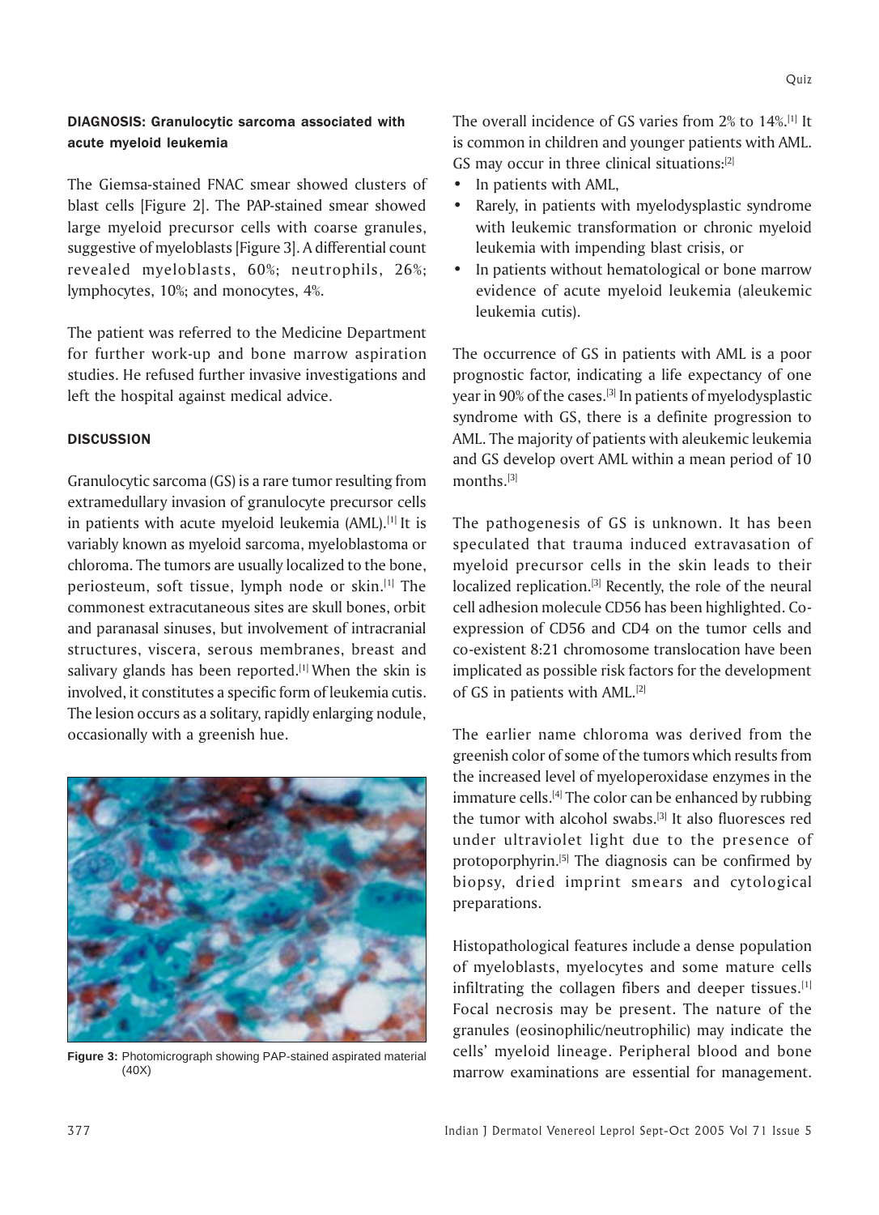## DIAGNOSIS: Granulocytic sarcoma associated with acute myeloid leukemia

The Giemsa-stained FNAC smear showed clusters of blast cells [Figure 2]. The PAP-stained smear showed large myeloid precursor cells with coarse granules, suggestive of myeloblasts [Figure 3]. A differential count revealed myeloblasts, 60%; neutrophils, 26%; lymphocytes, 10%; and monocytes, 4%.

The patient was referred to the Medicine Department for further work-up and bone marrow aspiration studies. He refused further invasive investigations and left the hospital against medical advice.

## DISCUSSION

Granulocytic sarcoma (GS) is a rare tumor resulting from extramedullary invasion of granulocyte precursor cells in patients with acute myeloid leukemia (AML).[1] It is variably known as myeloid sarcoma, myeloblastoma or chloroma. The tumors are usually localized to the bone, periosteum, soft tissue, lymph node or skin.[1] The commonest extracutaneous sites are skull bones, orbit and paranasal sinuses, but involvement of intracranial structures, viscera, serous membranes, breast and salivary glands has been reported.[1] When the skin is involved, it constitutes a specific form of leukemia cutis. The lesion occurs as a solitary, rapidly enlarging nodule, occasionally with a greenish hue.

**Figure 3:** Photomicrograph showing PAP-stained aspirated material (40X)

The overall incidence of GS varies from 2% to 14%.[1] It is common in children and younger patients with AML. GS may occur in three clinical situations:[2]

- In patients with AML,
- Rarely, in patients with myelodysplastic syndrome with leukemic transformation or chronic myeloid leukemia with impending blast crisis, or
- In patients without hematological or bone marrow evidence of acute myeloid leukemia (aleukemic leukemia cutis).

The occurrence of GS in patients with AML is a poor prognostic factor, indicating a life expectancy of one year in 90% of the cases.[3] In patients of myelodysplastic syndrome with GS, there is a definite progression to AML. The majority of patients with aleukemic leukemia and GS develop overt AML within a mean period of 10 months.[3]

The pathogenesis of GS is unknown. It has been speculated that trauma induced extravasation of myeloid precursor cells in the skin leads to their localized replication.[3] Recently, the role of the neural cell adhesion molecule CD56 has been highlighted. Co-expression of CD56 and CD4 on the tumor cells and co-existent 8:21 chromosome translocation have been implicated as possible risk factors for the development of GS in patients with AML.[2]

The earlier name chloroma was derived from the greenish color of some of the tumors which results from the increased level of myeloperoxidase enzymes in the immature cells.[4] The color can be enhanced by rubbing the tumor with alcohol swabs.[3] It also fluoresces red under ultraviolet light due to the presence of protoporphyrin.[5] The diagnosis can be confirmed by biopsy, dried imprint smears and cytological preparations.

Histopathological features include a dense population of myeloblasts, myelocytes and some mature cells infiltrating the collagen fibers and deeper tissues.[1] Focal necrosis may be present. The nature of the granules (eosinophilic/neutrophilic) may indicate the cells' myeloid lineage. Peripheral blood and bone marrow examinations are essential for management.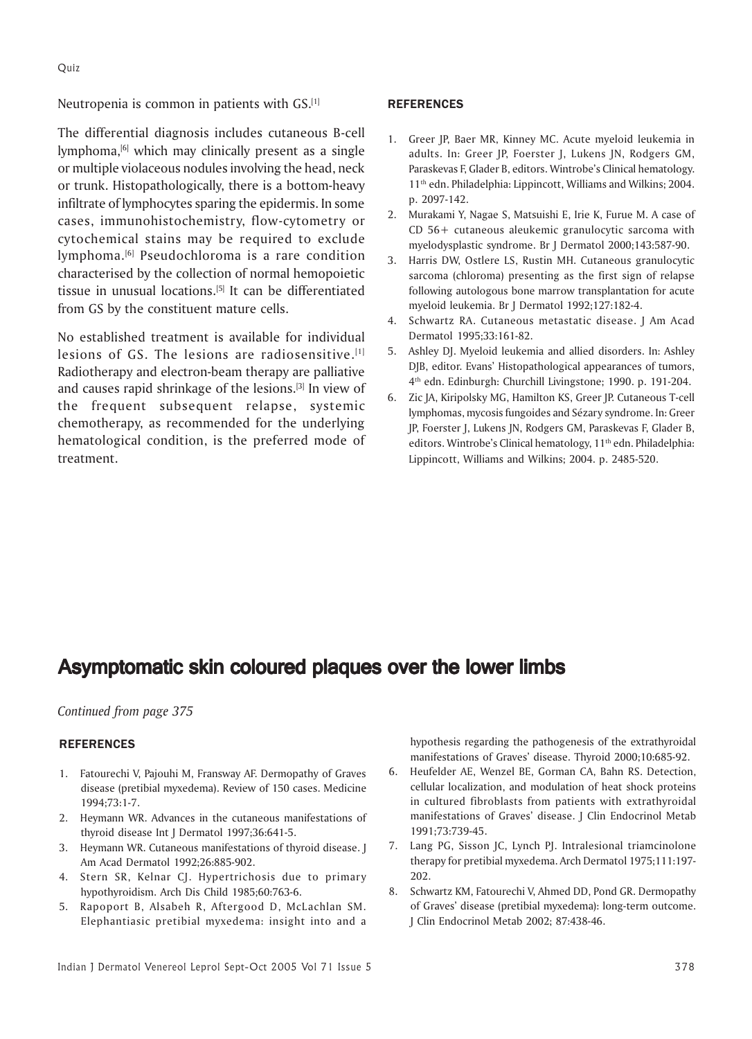Neutropenia is common in patients with GS.[1]

The differential diagnosis includes cutaneous B-cell lymphoma,[6] which may clinically present as a single or multiple violaceous nodules involving the head, neck or trunk. Histopathologically, there is a bottom-heavy infiltrate of lymphocytes sparing the epidermis. In some cases, immunohistochemistry, flow-cytometry or cytochemical stains may be required to exclude lymphoma.[6] Pseudochloroma is a rare condition characterised by the collection of normal hemopoietic tissue in unusual locations.[5] It can be differentiated from GS by the constituent mature cells.

No established treatment is available for individual lesions of GS. The lesions are radiosensitive.[1] Radiotherapy and electron-beam therapy are palliative and causes rapid shrinkage of the lesions.[3] In view of the frequent subsequent relapse, systemic chemotherapy, as recommended for the underlying hematological condition, is the preferred mode of treatment.

## REFERENCES

1. Greer JP, Baer MR, Kinney MC. Acute myeloid leukemia in adults. In: Greer JP, Foerster J, Lukens JN, Rodgers GM, Paraskevas F, Glader B, editors. Wintrobe's Clinical hematology. 11th edn. Philadelphia: Lippincott, Williams and Wilkins; 2004. p. 2097-142.
2. Murakami Y, Nagae S, Matsuishi E, Irie K, Furue M. A case of CD 56+ cutaneous aleukemic granulocytic sarcoma with myelodysplastic syndrome. Br J Dermatol 2000;143:587-90.
3. Harris DW, Ostlere LS, Rustin MH. Cutaneous granulocytic sarcoma (chloroma) presenting as the first sign of relapse following autologous bone marrow transplantation for acute myeloid leukemia. Br J Dermatol 1992;127:182-4.
4. Schwartz RA. Cutaneous metastatic disease. J Am Acad Dermatol 1995;33:161-82.
5. Ashley DJ. Myeloid leukemia and allied disorders. In: Ashley DJB, editor. Evans' Histopathological appearances of tumors, 4th edn. Edinburgh: Churchill Livingstone; 1990. p. 191-204.
6. Zic JA, Kiripolsky MG, Hamilton KS, Greer JP. Cutaneous T-cell lymphomas, mycosis fungoides and Sézary syndrome. In: Greer JP, Foerster J, Lukens JN, Rodgers GM, Paraskevas F, Glader B, editors. Wintrobe's Clinical hematology, 11th edn. Philadelphia: Lippincott, Williams and Wilkins; 2004. p. 2485-520.

# Asymptomatic skin coloured plaques over the lower limbs

*Continued from page 375*

## REFERENCES

1. Fatourechi V, Pajouhi M, Fransway AF. Dermopathy of Graves disease (pretibial myxedema). Review of 150 cases. Medicine 1994;73:1-7.
2. Heymann WR. Advances in the cutaneous manifestations of thyroid disease Int J Dermatol 1997;36:641-5.
3. Heymann WR. Cutaneous manifestations of thyroid disease. J Am Acad Dermatol 1992;26:885-902.
4. Stern SR, Kelnar CJ. Hypertrichosis due to primary hypothyroidism. Arch Dis Child 1985;60:763-6.
5. Rapoport B, Alsabeh R, Aftergood D, McLachlan SM. Elephantiasic pretibial myxedema: insight into and a hypothesis regarding the pathogenesis of the extrathyroidal manifestations of Graves' disease. Thyroid 2000;10:685-92.
6. Heufelder AE, Wenzel BE, Gorman CA, Bahn RS. Detection, cellular localization, and modulation of heat shock proteins in cultured fibroblasts from patients with extrathyroidal manifestations of Graves' disease. J Clin Endocrinol Metab 1991;73:739-45.
7. Lang PG, Sisson JC, Lynch PJ. Intralesional triamcinolone therapy for pretibial myxedema. Arch Dermatol 1975;111:197-202.
8. Schwartz KM, Fatourechi V, Ahmed DD, Pond GR. Dermopathy of Graves' disease (pretibial myxedema): long-term outcome. J Clin Endocrinol Metab 2002; 87:438-46.